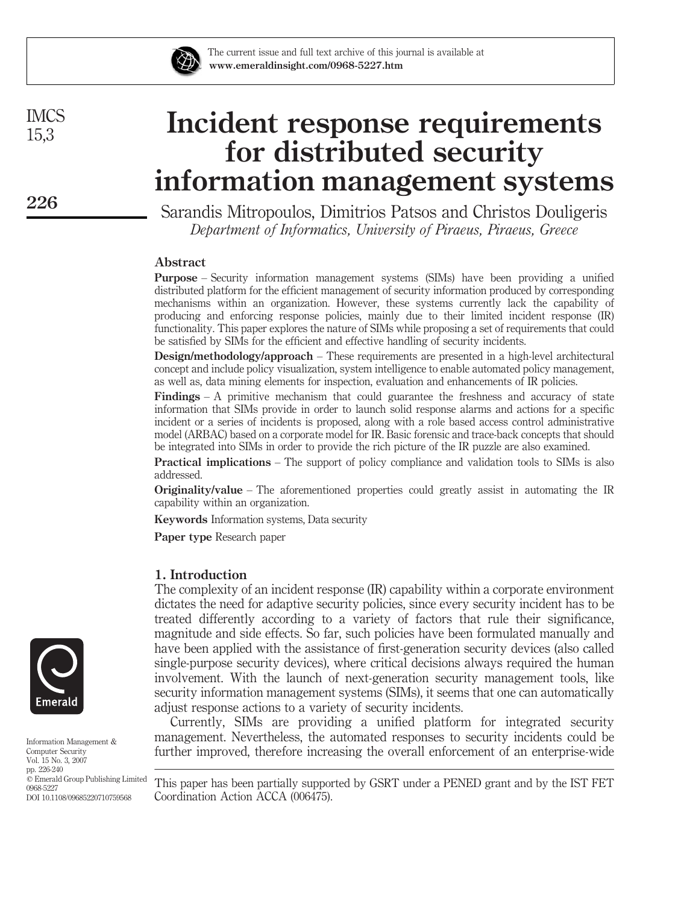# Incident response requirements for distributed security information management systems

Sarandis Mitropoulos, Dimitrios Patsos and Christos Douligeris

*Department of Informatics, University of Piraeus, Piraeus, Greece*

## Abstract

**Purpose** – Security information management systems (SIMs) have been providing a unified distributed platform for the efficient management of security information produced by corresponding mechanisms within an organization. However, these systems currently lack the capability of producing and enforcing response policies, mainly due to their limited incident response (IR) functionality. This paper explores the nature of SIMs while proposing a set of requirements that could be satisfied by SIMs for the efficient and effective handling of security incidents.

**Design/methodology/approach** – These requirements are presented in a high-level architectural concept and include policy visualization, system intelligence to enable automated policy management, as well as, data mining elements for inspection, evaluation and enhancements of IR policies.

**Findings** – A primitive mechanism that could guarantee the freshness and accuracy of state information that SIMs provide in order to launch solid response alarms and actions for a specific incident or a series of incidents is proposed, along with a role based access control administrative model (ARBAC) based on a corporate model for IR. Basic forensic and trace-back concepts that should be integrated into SIMs in order to provide the rich picture of the IR puzzle are also examined.

**Practical implications** – The support of policy compliance and validation tools to SIMs is also addressed.

**Originality/value** – The aforementioned properties could greatly assist in automating the IR capability within an organization.

**Keywords** Information systems, Data security

**Paper type** Research paper

## 1. Introduction

The complexity of an incident response (IR) capability within a corporate environment dictates the need for adaptive security policies, since every security incident has to be treated differently according to a variety of factors that rule their significance, magnitude and side effects. So far, such policies have been formulated manually and have been applied with the assistance of first-generation security devices (also called single-purpose security devices), where critical decisions always required the human involvement. With the launch of next-generation security management tools, like security information management systems (SIMs), it seems that one can automatically adjust response actions to a variety of security incidents.

Currently, SIMs are providing a unified platform for integrated security management. Nevertheless, the automated responses to security incidents could be further improved, therefore increasing the overall enforcement of an enterprise-wide

This paper has been partially supported by GSRT under a PENED grant and by the IST FET Coordination Action ACCA (006475).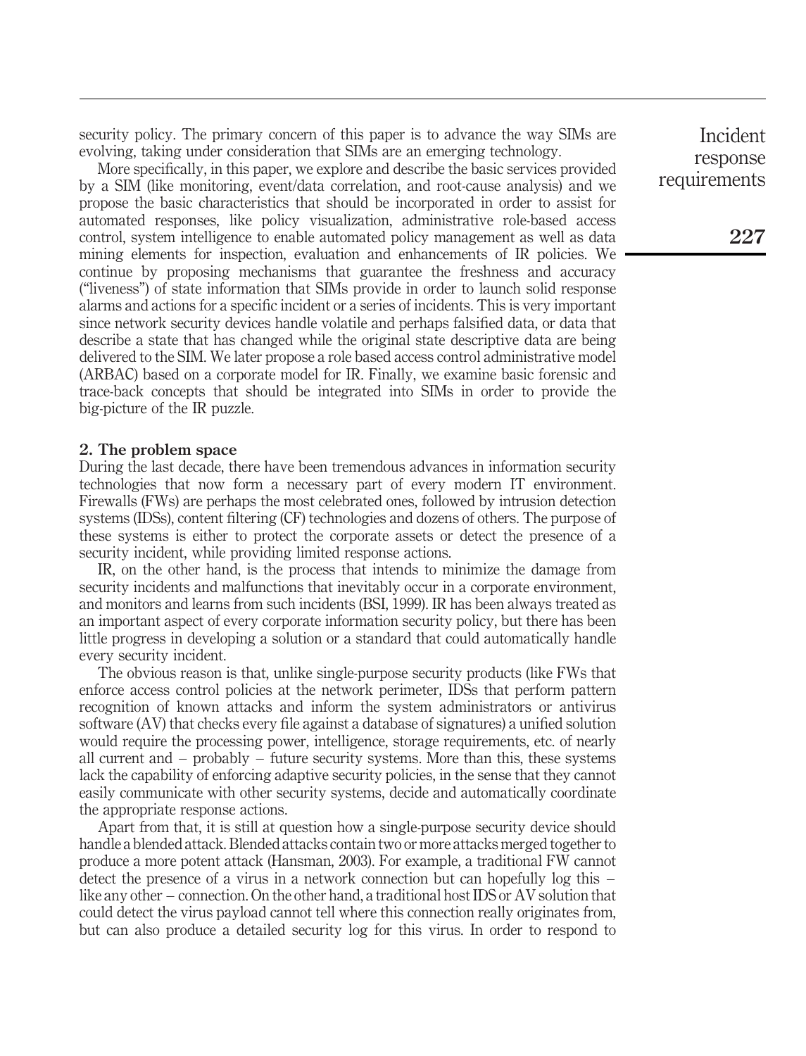security policy. The primary concern of this paper is to advance the way SIMs are evolving, taking under consideration that SIMs are an emerging technology.

More specifically, in this paper, we explore and describe the basic services provided by a SIM (like monitoring, event/data correlation, and root-cause analysis) and we propose the basic characteristics that should be incorporated in order to assist for automated responses, like policy visualization, administrative role-based access control, system intelligence to enable automated policy management as well as data mining elements for inspection, evaluation and enhancements of IR policies. We continue by proposing mechanisms that guarantee the freshness and accuracy ("liveness") of state information that SIMs provide in order to launch solid response alarms and actions for a specific incident or a series of incidents. This is very important since network security devices handle volatile and perhaps falsified data, or data that describe a state that has changed while the original state descriptive data are being delivered to the SIM. We later propose a role based access control administrative model (ARBAC) based on a corporate model for IR. Finally, we examine basic forensic and trace-back concepts that should be integrated into SIMs in order to provide the big-picture of the IR puzzle.

## 2. The problem space

During the last decade, there have been tremendous advances in information security technologies that now form a necessary part of every modern IT environment. Firewalls (FWs) are perhaps the most celebrated ones, followed by intrusion detection systems (IDSs), content filtering (CF) technologies and dozens of others. The purpose of these systems is either to protect the corporate assets or detect the presence of a security incident, while providing limited response actions.

IR, on the other hand, is the process that intends to minimize the damage from security incidents and malfunctions that inevitably occur in a corporate environment, and monitors and learns from such incidents (BSI, 1999). IR has been always treated as an important aspect of every corporate information security policy, but there has been little progress in developing a solution or a standard that could automatically handle every security incident.

The obvious reason is that, unlike single-purpose security products (like FWs that enforce access control policies at the network perimeter, IDSs that perform pattern recognition of known attacks and inform the system administrators or antivirus software (AV) that checks every file against a database of signatures) a unified solution would require the processing power, intelligence, storage requirements, etc. of nearly all current and – probably – future security systems. More than this, these systems lack the capability of enforcing adaptive security policies, in the sense that they cannot easily communicate with other security systems, decide and automatically coordinate the appropriate response actions.

Apart from that, it is still at question how a single-purpose security device should handle a blended attack. Blended attacks contain two or more attacks merged together to produce a more potent attack (Hansman, 2003). For example, a traditional FW cannot detect the presence of a virus in a network connection but can hopefully log this – like any other – connection. On the other hand, a traditional host IDS or AV solution that could detect the virus payload cannot tell where this connection really originates from, but can also produce a detailed security log for this virus. In order to respond to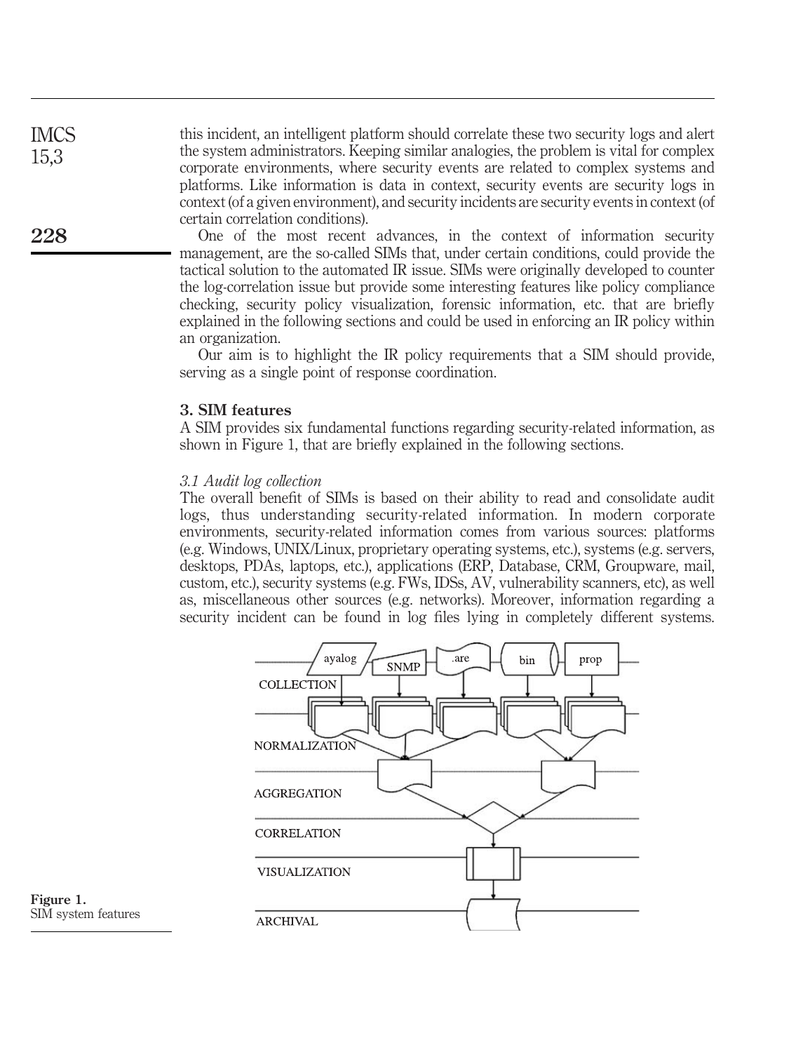this incident, an intelligent platform should correlate these two security logs and alert the system administrators. Keeping similar analogies, the problem is vital for complex corporate environments, where security events are related to complex systems and platforms. Like information is data in context, security events are security logs in context (of a given environment), and security incidents are security events in context (of certain correlation conditions).

One of the most recent advances, in the context of information security management, are the so-called SIMs that, under certain conditions, could provide the tactical solution to the automated IR issue. SIMs were originally developed to counter the log-correlation issue but provide some interesting features like policy compliance checking, security policy visualization, forensic information, etc. that are briefly explained in the following sections and could be used in enforcing an IR policy within an organization.

Our aim is to highlight the IR policy requirements that a SIM should provide, serving as a single point of response coordination.

## 3. SIM features

A SIM provides six fundamental functions regarding security-related information, as shown in Figure 1, that are briefly explained in the following sections.

### *3.1 Audit log collection*

The overall benefit of SIMs is based on their ability to read and consolidate audit logs, thus understanding security-related information. In modern corporate environments, security-related information comes from various sources: platforms (e.g. Windows, UNIX/Linux, proprietary operating systems, etc.), systems (e.g. servers, desktops, PDAs, laptops, etc.), applications (ERP, Database, CRM, Groupware, mail, custom, etc.), security systems (e.g. FWs, IDSs, AV, vulnerability scanners, etc), as well as, miscellaneous other sources (e.g. networks). Moreover, information regarding a security incident can be found in log files lying in completely different systems.

ayalog | SNMP | .are | bin | prop

COLLECTION

NORMALIZATION

AGGREGATION

CORRELATION

VISUALIZATION

ARCHIVAL

**Figure 1.**
SIM system features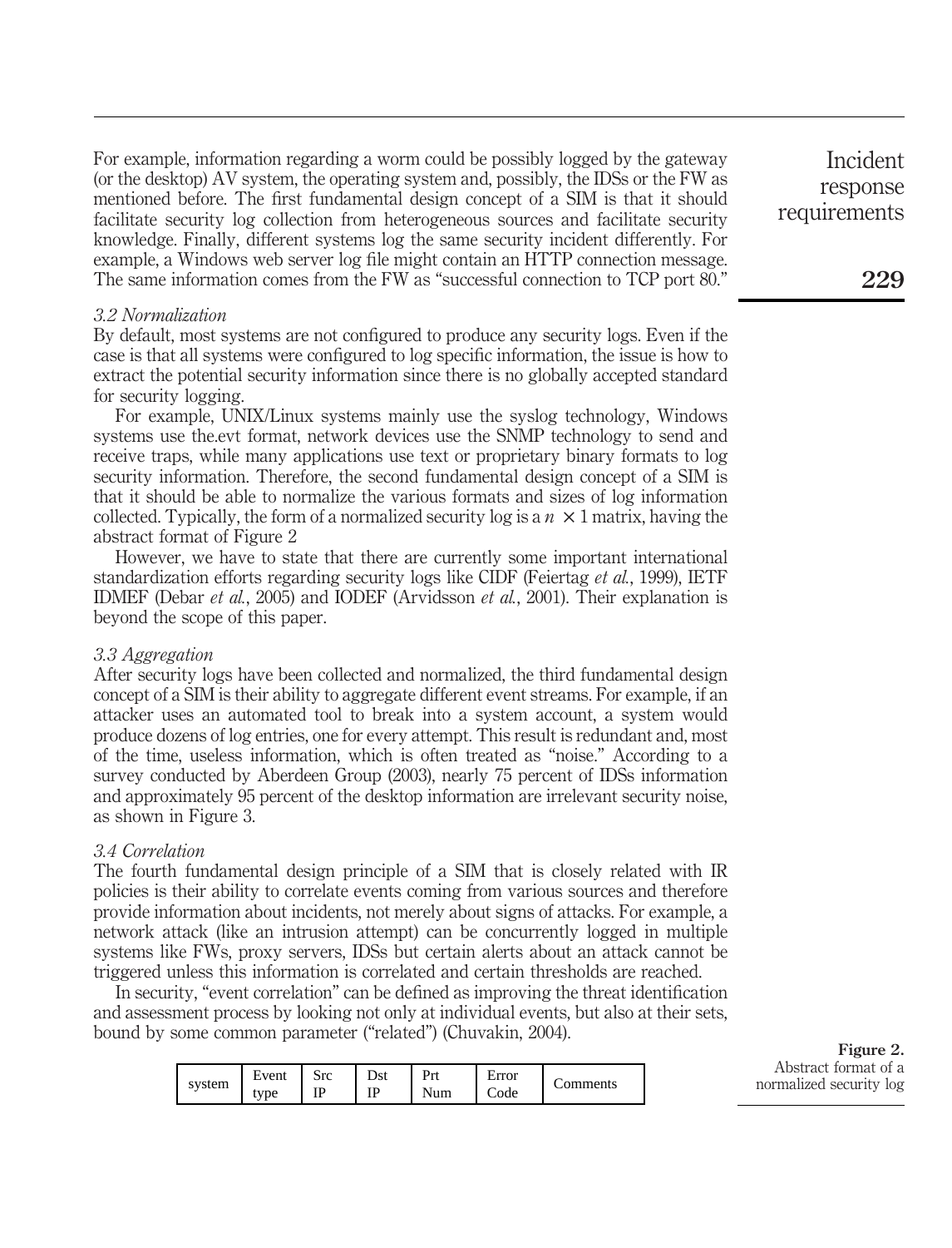For example, information regarding a worm could be possibly logged by the gateway (or the desktop) AV system, the operating system and, possibly, the IDSs or the FW as mentioned before. The first fundamental design concept of a SIM is that it should facilitate security log collection from heterogeneous sources and facilitate security knowledge. Finally, different systems log the same security incident differently. For example, a Windows web server log file might contain an HTTP connection message. The same information comes from the FW as "successful connection to TCP port 80."

### *3.2 Normalization*

By default, most systems are not configured to produce any security logs. Even if the case is that all systems were configured to log specific information, the issue is how to extract the potential security information since there is no globally accepted standard for security logging.

For example, UNIX/Linux systems mainly use the syslog technology, Windows systems use the.evt format, network devices use the SNMP technology to send and receive traps, while many applications use text or proprietary binary formats to log security information. Therefore, the second fundamental design concept of a SIM is that it should be able to normalize the various formats and sizes of log information collected. Typically, the form of a normalized security log is a $n \times 1$ matrix, having the abstract format of Figure 2

However, we have to state that there are currently some important international standardization efforts regarding security logs like CIDF (Feiertag *et al.*, 1999), IETF IDMEF (Debar *et al.*, 2005) and IODEF (Arvidsson *et al.*, 2001). Their explanation is beyond the scope of this paper.

### *3.3 Aggregation*

After security logs have been collected and normalized, the third fundamental design concept of a SIM is their ability to aggregate different event streams. For example, if an attacker uses an automated tool to break into a system account, a system would produce dozens of log entries, one for every attempt. This result is redundant and, most of the time, useless information, which is often treated as "noise." According to a survey conducted by Aberdeen Group (2003), nearly 75 percent of IDSs information and approximately 95 percent of the desktop information are irrelevant security noise, as shown in Figure 3.

### *3.4 Correlation*

The fourth fundamental design principle of a SIM that is closely related with IR policies is their ability to correlate events coming from various sources and therefore provide information about incidents, not merely about signs of attacks. For example, a network attack (like an intrusion attempt) can be concurrently logged in multiple systems like FWs, proxy servers, IDSs but certain alerts about an attack cannot be triggered unless this information is correlated and certain thresholds are reached.

In security, "event correlation" can be defined as improving the threat identification and assessment process by looking not only at individual events, but also at their sets, bound by some common parameter ("related") (Chuvakin, 2004).

| system | Event type | Src IP | Dst IP | Prt Num | Error Code | Comments |
|---|---|---|---|---|---|---|

**Figure 2.** Abstract format of a normalized security log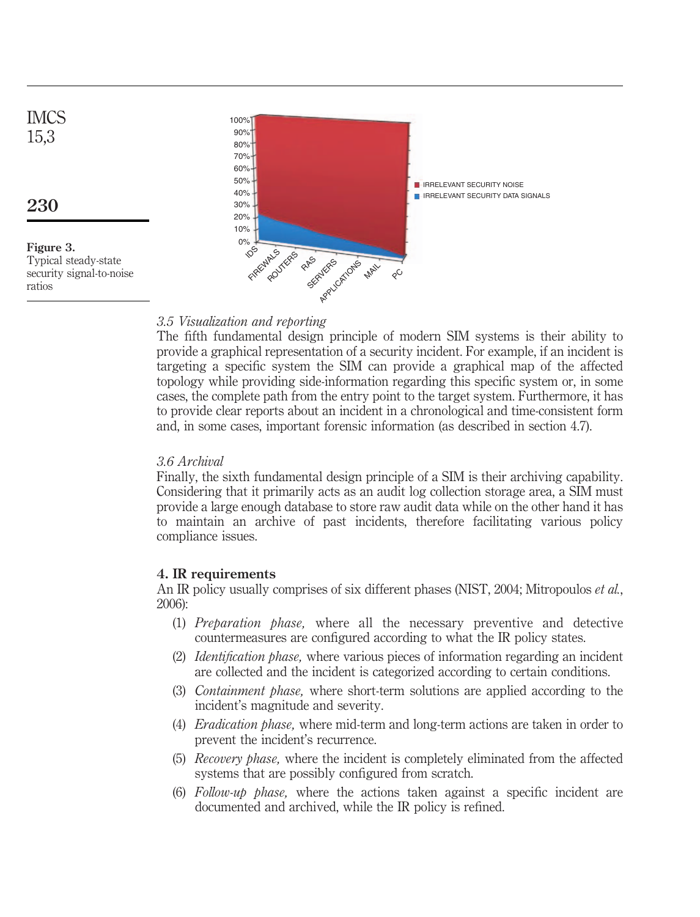Figure 3.
Typical steady-state security signal-to-noise ratios

*3.5 Visualization and reporting*

The fifth fundamental design principle of modern SIM systems is their ability to provide a graphical representation of a security incident. For example, if an incident is targeting a specific system the SIM can provide a graphical map of the affected topology while providing side-information regarding this specific system or, in some cases, the complete path from the entry point to the target system. Furthermore, it has to provide clear reports about an incident in a chronological and time-consistent form and, in some cases, important forensic information (as described in section 4.7).

*3.6 Archival*

Finally, the sixth fundamental design principle of a SIM is their archiving capability. Considering that it primarily acts as an audit log collection storage area, a SIM must provide a large enough database to store raw audit data while on the other hand it has to maintain an archive of past incidents, therefore facilitating various policy compliance issues.

## 4. IR requirements

An IR policy usually comprises of six different phases (NIST, 2004; Mitropoulos *et al.*, 2006):

1. *Preparation phase,* where all the necessary preventive and detective countermeasures are configured according to what the IR policy states.
2. *Identification phase,* where various pieces of information regarding an incident are collected and the incident is categorized according to certain conditions.
3. *Containment phase,* where short-term solutions are applied according to the incident's magnitude and severity.
4. *Eradication phase,* where mid-term and long-term actions are taken in order to prevent the incident's recurrence.
5. *Recovery phase,* where the incident is completely eliminated from the affected systems that are possibly configured from scratch.
6. *Follow-up phase,* where the actions taken against a specific incident are documented and archived, while the IR policy is refined.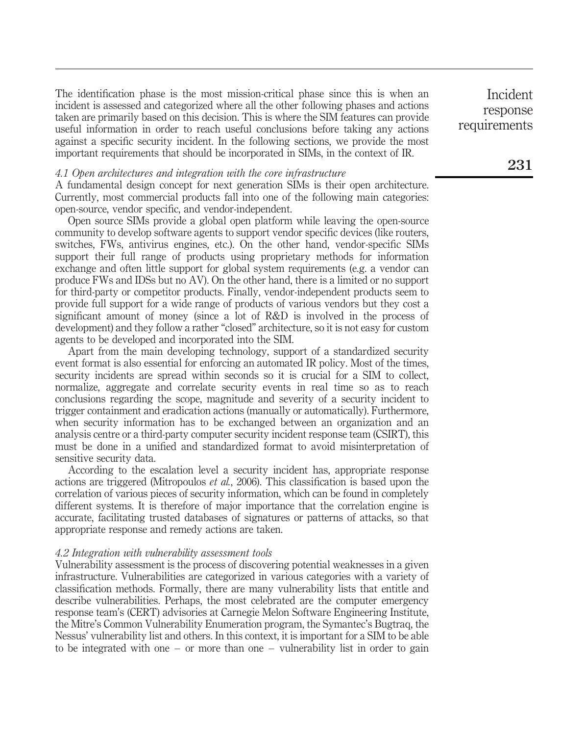The identification phase is the most mission-critical phase since this is when an incident is assessed and categorized where all the other following phases and actions taken are primarily based on this decision. This is where the SIM features can provide useful information in order to reach useful conclusions before taking any actions against a specific security incident. In the following sections, we provide the most important requirements that should be incorporated in SIMs, in the context of IR.

### *4.1 Open architectures and integration with the core infrastructure*

A fundamental design concept for next generation SIMs is their open architecture. Currently, most commercial products fall into one of the following main categories: open-source, vendor specific, and vendor-independent.

Open source SIMs provide a global open platform while leaving the open-source community to develop software agents to support vendor specific devices (like routers, switches, FWs, antivirus engines, etc.). On the other hand, vendor-specific SIMs support their full range of products using proprietary methods for information exchange and often little support for global system requirements (e.g. a vendor can produce FWs and IDSs but no AV). On the other hand, there is a limited or no support for third-party or competitor products. Finally, vendor-independent products seem to provide full support for a wide range of products of various vendors but they cost a significant amount of money (since a lot of R&D is involved in the process of development) and they follow a rather "closed" architecture, so it is not easy for custom agents to be developed and incorporated into the SIM.

Apart from the main developing technology, support of a standardized security event format is also essential for enforcing an automated IR policy. Most of the times, security incidents are spread within seconds so it is crucial for a SIM to collect, normalize, aggregate and correlate security events in real time so as to reach conclusions regarding the scope, magnitude and severity of a security incident to trigger containment and eradication actions (manually or automatically). Furthermore, when security information has to be exchanged between an organization and an analysis centre or a third-party computer security incident response team (CSIRT), this must be done in a unified and standardized format to avoid misinterpretation of sensitive security data.

According to the escalation level a security incident has, appropriate response actions are triggered (Mitropoulos *et al.*, 2006). This classification is based upon the correlation of various pieces of security information, which can be found in completely different systems. It is therefore of major importance that the correlation engine is accurate, facilitating trusted databases of signatures or patterns of attacks, so that appropriate response and remedy actions are taken.

### *4.2 Integration with vulnerability assessment tools*

Vulnerability assessment is the process of discovering potential weaknesses in a given infrastructure. Vulnerabilities are categorized in various categories with a variety of classification methods. Formally, there are many vulnerability lists that entitle and describe vulnerabilities. Perhaps, the most celebrated are the computer emergency response team's (CERT) advisories at Carnegie Melon Software Engineering Institute, the Mitre's Common Vulnerability Enumeration program, the Symantec's Bugtraq, the Nessus' vulnerability list and others. In this context, it is important for a SIM to be able to be integrated with one – or more than one – vulnerability list in order to gain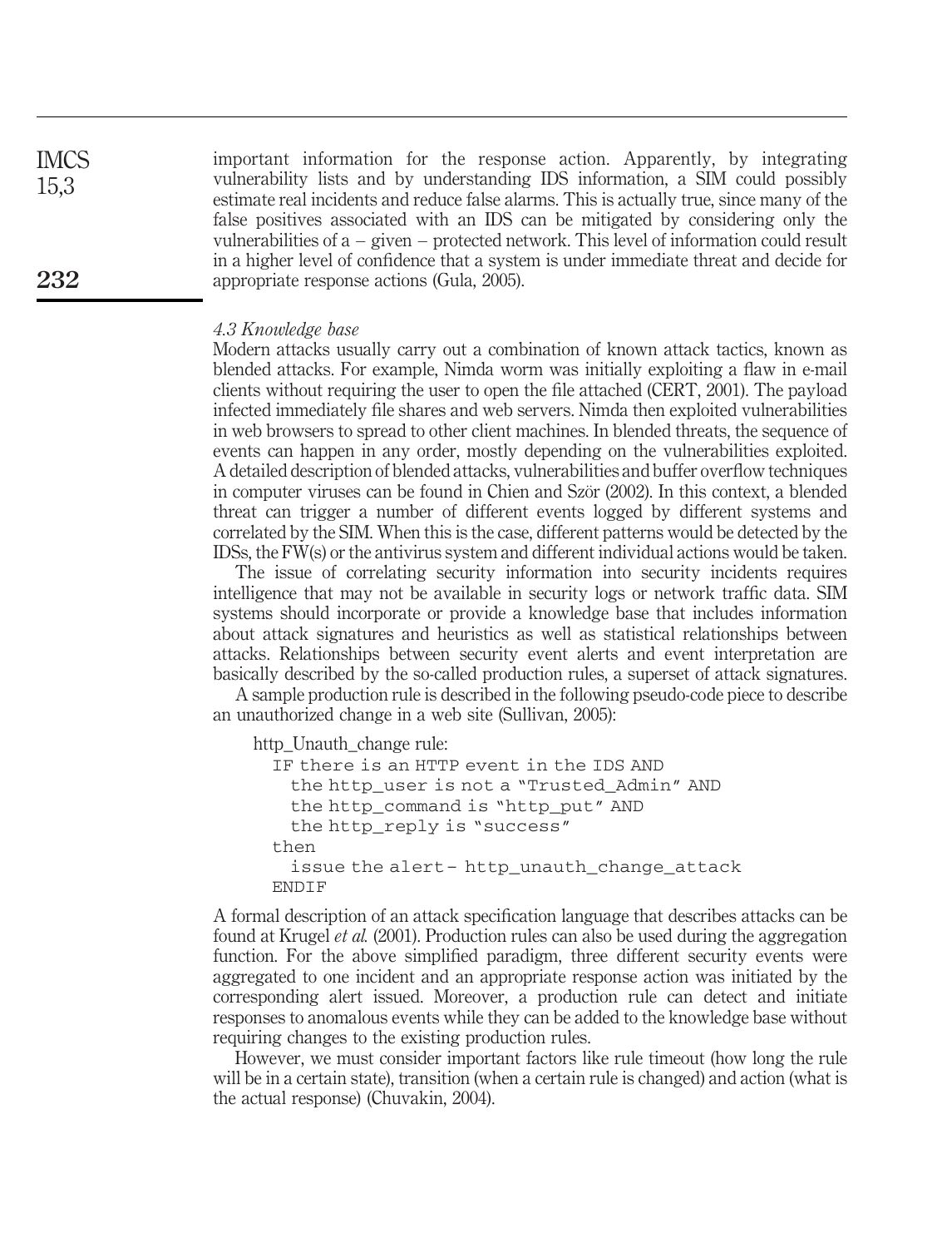important information for the response action. Apparently, by integrating vulnerability lists and by understanding IDS information, a SIM could possibly estimate real incidents and reduce false alarms. This is actually true, since many of the false positives associated with an IDS can be mitigated by considering only the vulnerabilities of a – given – protected network. This level of information could result in a higher level of confidence that a system is under immediate threat and decide for appropriate response actions (Gula, 2005).

### *4.3 Knowledge base*

Modern attacks usually carry out a combination of known attack tactics, known as blended attacks. For example, Nimda worm was initially exploiting a flaw in e-mail clients without requiring the user to open the file attached (CERT, 2001). The payload infected immediately file shares and web servers. Nimda then exploited vulnerabilities in web browsers to spread to other client machines. In blended threats, the sequence of events can happen in any order, mostly depending on the vulnerabilities exploited. A detailed description of blended attacks, vulnerabilities and buffer overflow techniques in computer viruses can be found in Chien and Ször (2002). In this context, a blended threat can trigger a number of different events logged by different systems and correlated by the SIM. When this is the case, different patterns would be detected by the IDSs, the FW(s) or the antivirus system and different individual actions would be taken.

The issue of correlating security information into security incidents requires intelligence that may not be available in security logs or network traffic data. SIM systems should incorporate or provide a knowledge base that includes information about attack signatures and heuristics as well as statistical relationships between attacks. Relationships between security event alerts and event interpretation are basically described by the so-called production rules, a superset of attack signatures.

A sample production rule is described in the following pseudo-code piece to describe an unauthorized change in a web site (Sullivan, 2005):

```
http_Unauth_change rule:
  IF there is an HTTP event in the IDS AND
    the http_user is not a "Trusted_Admin" AND
    the http_command is "http_put" AND
    the http_reply is "success"
  then
    issue the alert – http_unauth_change_attack
  ENDIF
```

A formal description of an attack specification language that describes attacks can be found at Krugel *et al.* (2001). Production rules can also be used during the aggregation function. For the above simplified paradigm, three different security events were aggregated to one incident and an appropriate response action was initiated by the corresponding alert issued. Moreover, a production rule can detect and initiate responses to anomalous events while they can be added to the knowledge base without requiring changes to the existing production rules.

However, we must consider important factors like rule timeout (how long the rule will be in a certain state), transition (when a certain rule is changed) and action (what is the actual response) (Chuvakin, 2004).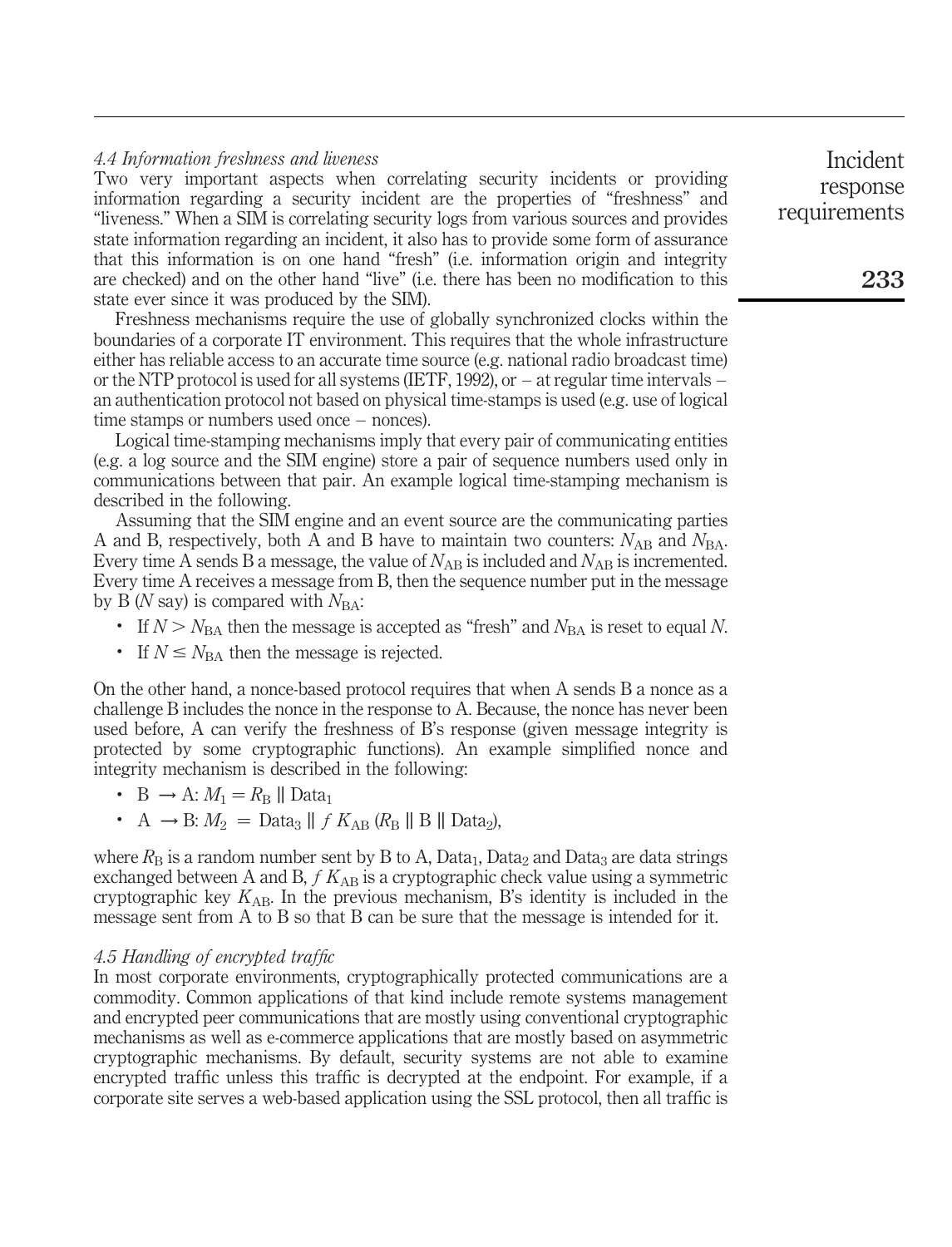### *4.4 Information freshness and liveness*

Two very important aspects when correlating security incidents or providing information regarding a security incident are the properties of "freshness" and "liveness." When a SIM is correlating security logs from various sources and provides state information regarding an incident, it also has to provide some form of assurance that this information is on one hand "fresh" (i.e. information origin and integrity are checked) and on the other hand "live" (i.e. there has been no modification to this state ever since it was produced by the SIM).

Freshness mechanisms require the use of globally synchronized clocks within the boundaries of a corporate IT environment. This requires that the whole infrastructure either has reliable access to an accurate time source (e.g. national radio broadcast time) or the NTP protocol is used for all systems (IETF, 1992), or – at regular time intervals – an authentication protocol not based on physical time-stamps is used (e.g. use of logical time stamps or numbers used once – nonces).

Logical time-stamping mechanisms imply that every pair of communicating entities (e.g. a log source and the SIM engine) store a pair of sequence numbers used only in communications between that pair. An example logical time-stamping mechanism is described in the following.

Assuming that the SIM engine and an event source are the communicating parties A and B, respectively, both A and B have to maintain two counters: $N_{AB}$ and $N_{BA}$. Every time A sends B a message, the value of $N_{AB}$ is included and $N_{AB}$ is incremented. Every time A receives a message from B, then the sequence number put in the message by B ($N$ say) is compared with $N_{BA}$:

- If $N > N_{BA}$ then the message is accepted as "fresh" and $N_{BA}$ is reset to equal $N$.
- If $N \leq N_{BA}$ then the message is rejected.

On the other hand, a nonce-based protocol requires that when A sends B a nonce as a challenge B includes the nonce in the response to A. Because, the nonce has never been used before, A can verify the freshness of B's response (given message integrity is protected by some cryptographic functions). An example simplified nonce and integrity mechanism is described in the following:

- $B \rightarrow A$: $M_1 = R_B \parallel \text{Data}_1$
- $A \rightarrow B$: $M_2 = \text{Data}_3 \parallel f\, K_{AB}\, (R_B \parallel B \parallel \text{Data}_2)$,

where $R_B$ is a random number sent by B to A, $\text{Data}_1$, $\text{Data}_2$ and $\text{Data}_3$ are data strings exchanged between A and B, $f\, K_{AB}$ is a cryptographic check value using a symmetric cryptographic key $K_{AB}$. In the previous mechanism, B's identity is included in the message sent from A to B so that B can be sure that the message is intended for it.

### *4.5 Handling of encrypted traffic*

In most corporate environments, cryptographically protected communications are a commodity. Common applications of that kind include remote systems management and encrypted peer communications that are mostly using conventional cryptographic mechanisms as well as e-commerce applications that are mostly based on asymmetric cryptographic mechanisms. By default, security systems are not able to examine encrypted traffic unless this traffic is decrypted at the endpoint. For example, if a corporate site serves a web-based application using the SSL protocol, then all traffic is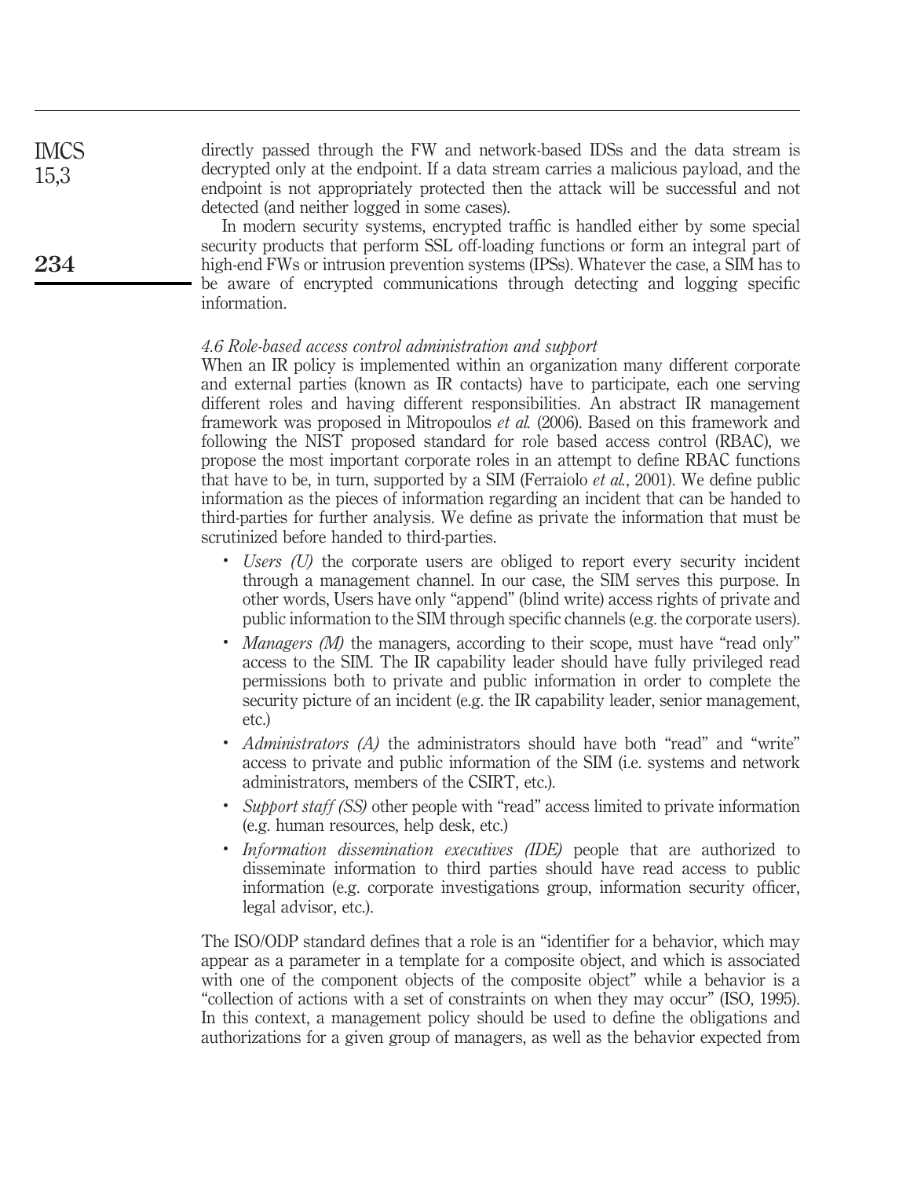directly passed through the FW and network-based IDSs and the data stream is decrypted only at the endpoint. If a data stream carries a malicious payload, and the endpoint is not appropriately protected then the attack will be successful and not detected (and neither logged in some cases).

In modern security systems, encrypted traffic is handled either by some special security products that perform SSL off-loading functions or form an integral part of high-end FWs or intrusion prevention systems (IPSs). Whatever the case, a SIM has to be aware of encrypted communications through detecting and logging specific information.

### *4.6 Role-based access control administration and support*

When an IR policy is implemented within an organization many different corporate and external parties (known as IR contacts) have to participate, each one serving different roles and having different responsibilities. An abstract IR management framework was proposed in Mitropoulos *et al.* (2006). Based on this framework and following the NIST proposed standard for role based access control (RBAC), we propose the most important corporate roles in an attempt to define RBAC functions that have to be, in turn, supported by a SIM (Ferraiolo *et al.*, 2001). We define public information as the pieces of information regarding an incident that can be handed to third-parties for further analysis. We define as private the information that must be scrutinized before handed to third-parties.

- *Users (U)* the corporate users are obliged to report every security incident through a management channel. In our case, the SIM serves this purpose. In other words, Users have only "append" (blind write) access rights of private and public information to the SIM through specific channels (e.g. the corporate users).
- *Managers (M)* the managers, according to their scope, must have "read only" access to the SIM. The IR capability leader should have fully privileged read permissions both to private and public information in order to complete the security picture of an incident (e.g. the IR capability leader, senior management, etc.)
- *Administrators (A)* the administrators should have both "read" and "write" access to private and public information of the SIM (i.e. systems and network administrators, members of the CSIRT, etc.).
- *Support staff (SS)* other people with "read" access limited to private information (e.g. human resources, help desk, etc.)
- *Information dissemination executives (IDE)* people that are authorized to disseminate information to third parties should have read access to public information (e.g. corporate investigations group, information security officer, legal advisor, etc.).

The ISO/ODP standard defines that a role is an "identifier for a behavior, which may appear as a parameter in a template for a composite object, and which is associated with one of the component objects of the composite object" while a behavior is a "collection of actions with a set of constraints on when they may occur" (ISO, 1995). In this context, a management policy should be used to define the obligations and authorizations for a given group of managers, as well as the behavior expected from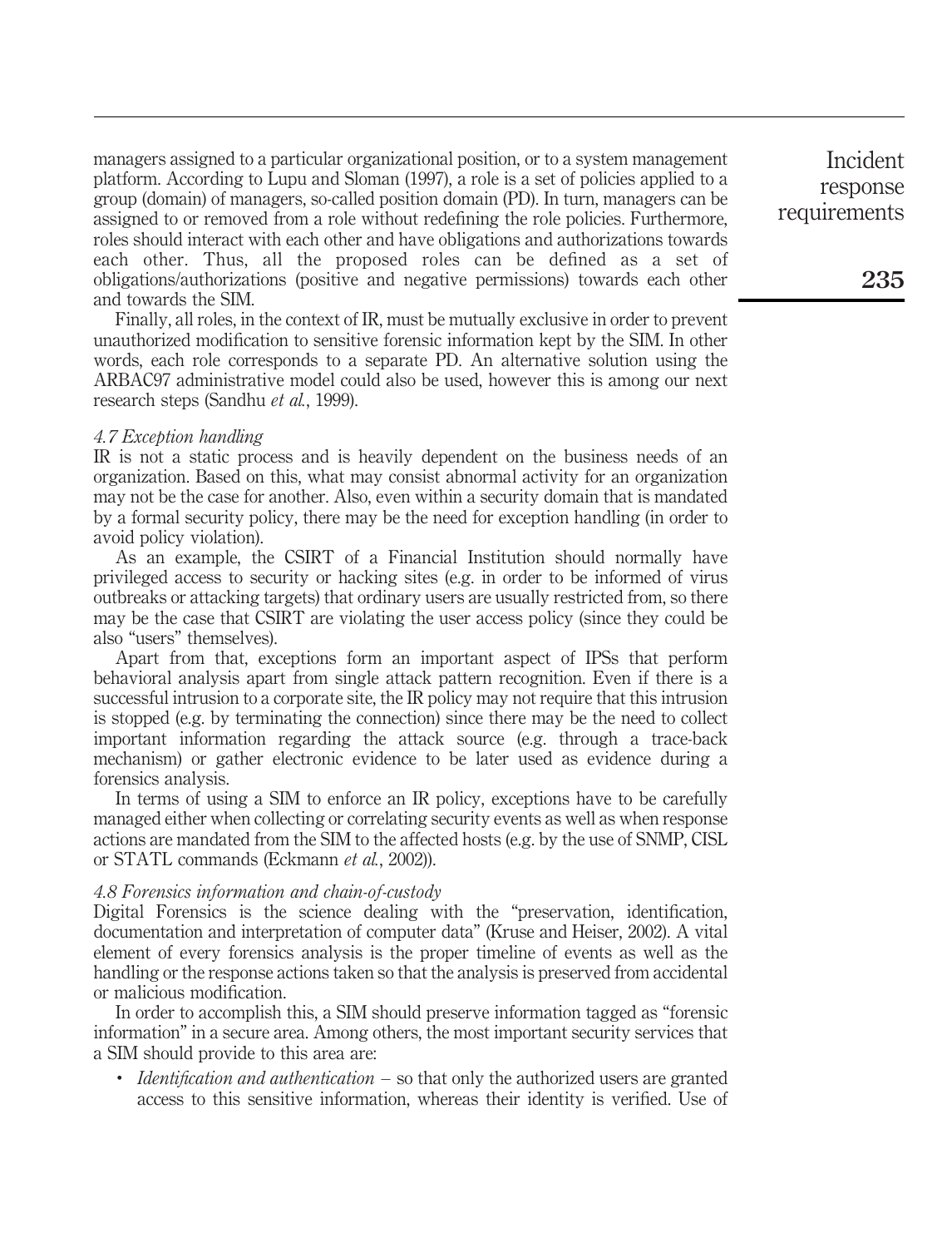managers assigned to a particular organizational position, or to a system management platform. According to Lupu and Sloman (1997), a role is a set of policies applied to a group (domain) of managers, so-called position domain (PD). In turn, managers can be assigned to or removed from a role without redefining the role policies. Furthermore, roles should interact with each other and have obligations and authorizations towards each other. Thus, all the proposed roles can be defined as a set of obligations/authorizations (positive and negative permissions) towards each other and towards the SIM.

Finally, all roles, in the context of IR, must be mutually exclusive in order to prevent unauthorized modification to sensitive forensic information kept by the SIM. In other words, each role corresponds to a separate PD. An alternative solution using the ARBAC97 administrative model could also be used, however this is among our next research steps (Sandhu *et al.*, 1999).

### *4.7 Exception handling*

IR is not a static process and is heavily dependent on the business needs of an organization. Based on this, what may consist abnormal activity for an organization may not be the case for another. Also, even within a security domain that is mandated by a formal security policy, there may be the need for exception handling (in order to avoid policy violation).

As an example, the CSIRT of a Financial Institution should normally have privileged access to security or hacking sites (e.g. in order to be informed of virus outbreaks or attacking targets) that ordinary users are usually restricted from, so there may be the case that CSIRT are violating the user access policy (since they could be also "users" themselves).

Apart from that, exceptions form an important aspect of IPSs that perform behavioral analysis apart from single attack pattern recognition. Even if there is a successful intrusion to a corporate site, the IR policy may not require that this intrusion is stopped (e.g. by terminating the connection) since there may be the need to collect important information regarding the attack source (e.g. through a trace-back mechanism) or gather electronic evidence to be later used as evidence during a forensics analysis.

In terms of using a SIM to enforce an IR policy, exceptions have to be carefully managed either when collecting or correlating security events as well as when response actions are mandated from the SIM to the affected hosts (e.g. by the use of SNMP, CISL or STATL commands (Eckmann *et al.*, 2002)).

### *4.8 Forensics information and chain-of-custody*

Digital Forensics is the science dealing with the "preservation, identification, documentation and interpretation of computer data" (Kruse and Heiser, 2002). A vital element of every forensics analysis is the proper timeline of events as well as the handling or the response actions taken so that the analysis is preserved from accidental or malicious modification.

In order to accomplish this, a SIM should preserve information tagged as "forensic information" in a secure area. Among others, the most important security services that a SIM should provide to this area are:

- *Identification and authentication* – so that only the authorized users are granted access to this sensitive information, whereas their identity is verified. Use of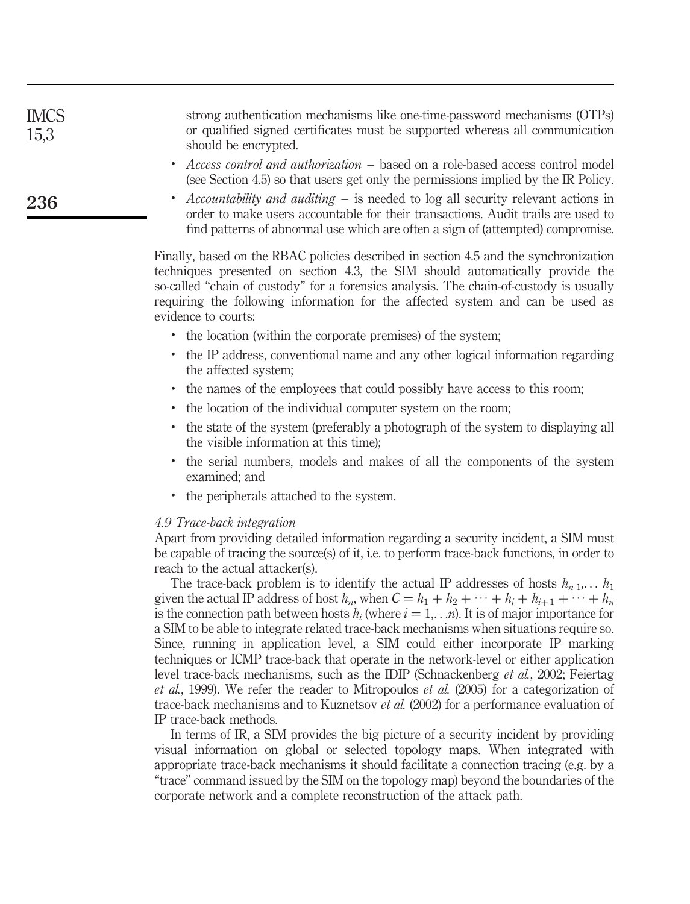strong authentication mechanisms like one-time-password mechanisms (OTPs) or qualified signed certificates must be supported whereas all communication should be encrypted.

- *Access control and authorization* – based on a role-based access control model (see Section 4.5) so that users get only the permissions implied by the IR Policy.
- *Accountability and auditing* – is needed to log all security relevant actions in order to make users accountable for their transactions. Audit trails are used to find patterns of abnormal use which are often a sign of (attempted) compromise.

Finally, based on the RBAC policies described in section 4.5 and the synchronization techniques presented on section 4.3, the SIM should automatically provide the so-called "chain of custody" for a forensics analysis. The chain-of-custody is usually requiring the following information for the affected system and can be used as evidence to courts:

- the location (within the corporate premises) of the system;
- the IP address, conventional name and any other logical information regarding the affected system;
- the names of the employees that could possibly have access to this room;
- the location of the individual computer system on the room;
- the state of the system (preferably a photograph of the system to displaying all the visible information at this time);
- the serial numbers, models and makes of all the components of the system examined; and
- the peripherals attached to the system.

### *4.9 Trace-back integration*

Apart from providing detailed information regarding a security incident, a SIM must be capable of tracing the source(s) of it, i.e. to perform trace-back functions, in order to reach to the actual attacker(s).

The trace-back problem is to identify the actual IP addresses of hosts $h_{n-1}, \ldots h_1$ given the actual IP address of host $h_n$, when $C = h_1 + h_2 + \cdots + h_i + h_{i+1} + \cdots + h_n$ is the connection path between hosts $h_i$ (where $i = 1, \ldots n$). It is of major importance for a SIM to be able to integrate related trace-back mechanisms when situations require so. Since, running in application level, a SIM could either incorporate IP marking techniques or ICMP trace-back that operate in the network-level or either application level trace-back mechanisms, such as the IDIP (Schnackenberg *et al.*, 2002; Feiertag *et al.*, 1999). We refer the reader to Mitropoulos *et al.* (2005) for a categorization of trace-back mechanisms and to Kuznetsov *et al.* (2002) for a performance evaluation of IP trace-back methods.

In terms of IR, a SIM provides the big picture of a security incident by providing visual information on global or selected topology maps. When integrated with appropriate trace-back mechanisms it should facilitate a connection tracing (e.g. by a "trace" command issued by the SIM on the topology map) beyond the boundaries of the corporate network and a complete reconstruction of the attack path.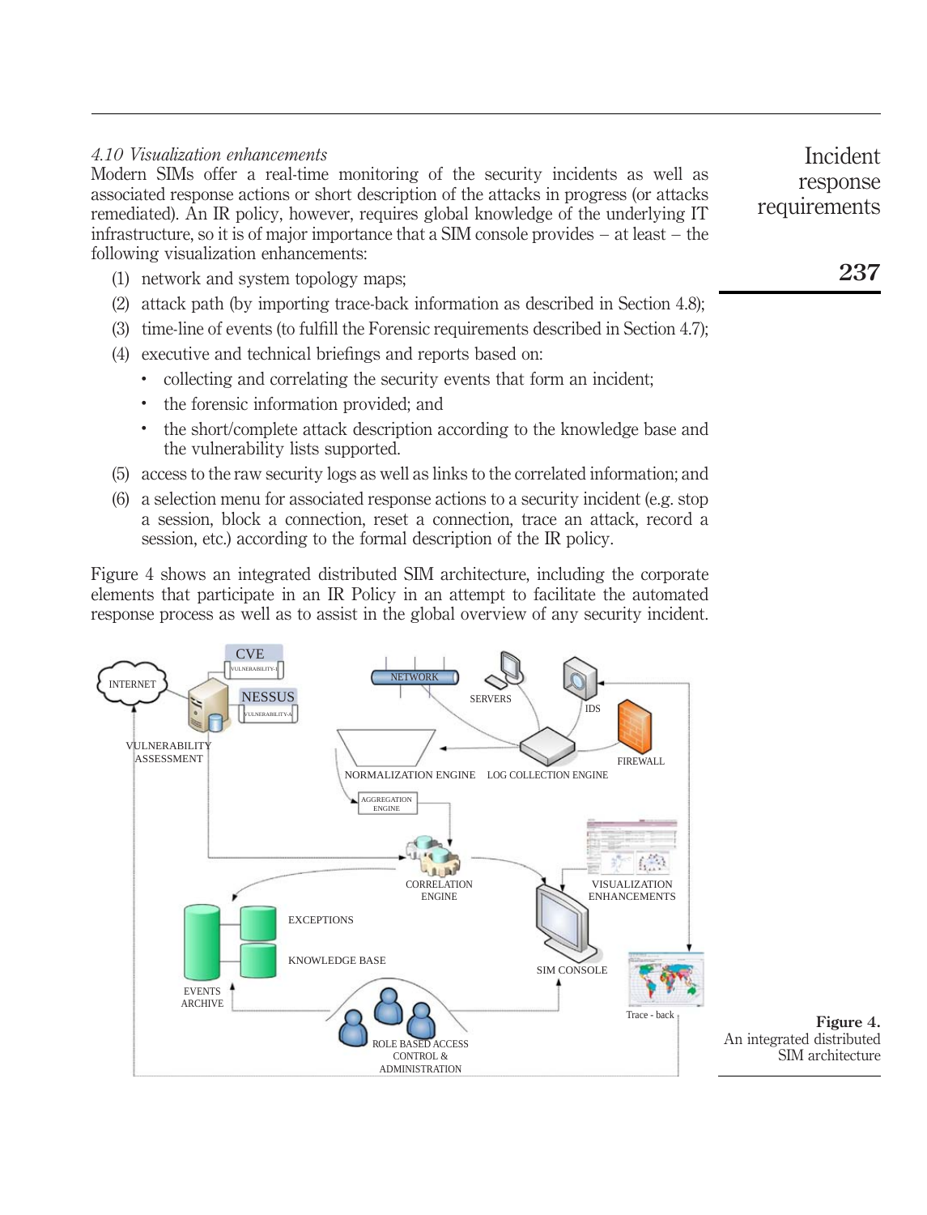### 4.10 Visualization enhancements

Modern SIMs offer a real-time monitoring of the security incidents as well as associated response actions or short description of the attacks in progress (or attacks remediated). An IR policy, however, requires global knowledge of the underlying IT infrastructure, so it is of major importance that a SIM console provides – at least – the following visualization enhancements:

1. network and system topology maps;
2. attack path (by importing trace-back information as described in Section 4.8);
3. time-line of events (to fulfill the Forensic requirements described in Section 4.7);
4. executive and technical briefings and reports based on:
   - collecting and correlating the security events that form an incident;
   - the forensic information provided; and
   - the short/complete attack description according to the knowledge base and the vulnerability lists supported.
5. access to the raw security logs as well as links to the correlated information; and
6. a selection menu for associated response actions to a security incident (e.g. stop a session, block a connection, reset a connection, trace an attack, record a session, etc.) according to the formal description of the IR policy.

Figure 4 shows an integrated distributed SIM architecture, including the corporate elements that participate in an IR Policy in an attempt to facilitate the automated response process as well as to assist in the global overview of any security incident.

**Figure 4.** An integrated distributed SIM architecture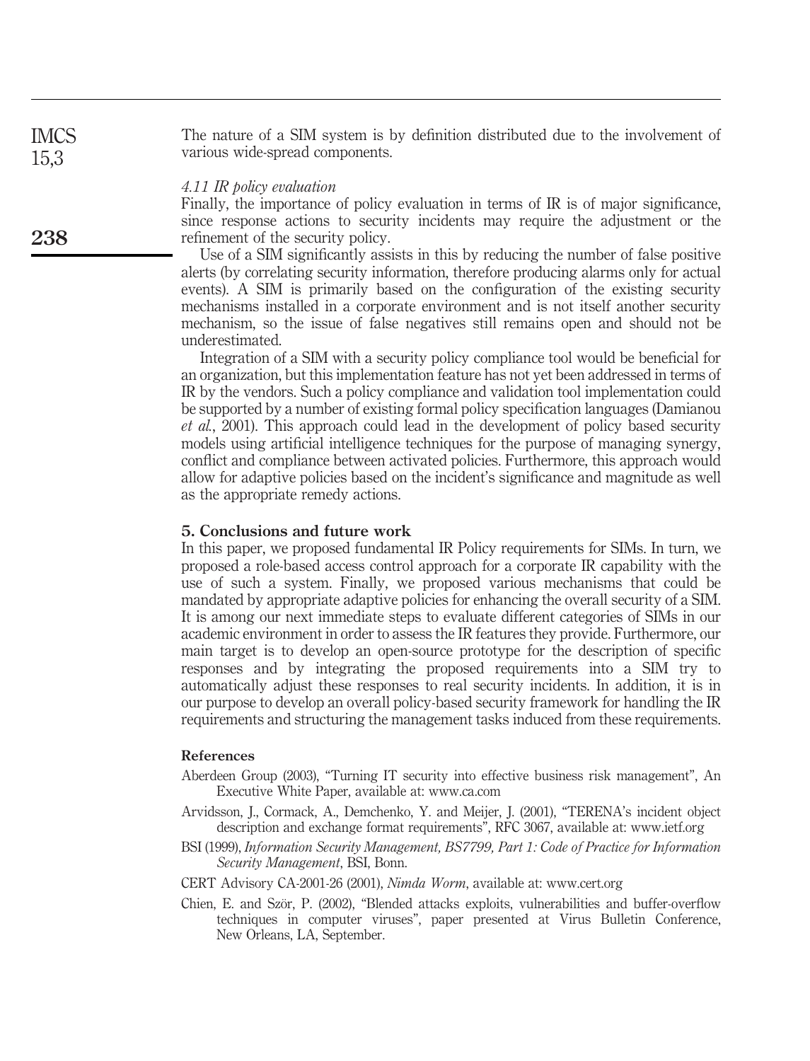The nature of a SIM system is by definition distributed due to the involvement of various wide-spread components.

### *4.11 IR policy evaluation*

Finally, the importance of policy evaluation in terms of IR is of major significance, since response actions to security incidents may require the adjustment or the refinement of the security policy.

Use of a SIM significantly assists in this by reducing the number of false positive alerts (by correlating security information, therefore producing alarms only for actual events). A SIM is primarily based on the configuration of the existing security mechanisms installed in a corporate environment and is not itself another security mechanism, so the issue of false negatives still remains open and should not be underestimated.

Integration of a SIM with a security policy compliance tool would be beneficial for an organization, but this implementation feature has not yet been addressed in terms of IR by the vendors. Such a policy compliance and validation tool implementation could be supported by a number of existing formal policy specification languages (Damianou *et al.*, 2001). This approach could lead in the development of policy based security models using artificial intelligence techniques for the purpose of managing synergy, conflict and compliance between activated policies. Furthermore, this approach would allow for adaptive policies based on the incident's significance and magnitude as well as the appropriate remedy actions.

## 5. Conclusions and future work

In this paper, we proposed fundamental IR Policy requirements for SIMs. In turn, we proposed a role-based access control approach for a corporate IR capability with the use of such a system. Finally, we proposed various mechanisms that could be mandated by appropriate adaptive policies for enhancing the overall security of a SIM. It is among our next immediate steps to evaluate different categories of SIMs in our academic environment in order to assess the IR features they provide. Furthermore, our main target is to develop an open-source prototype for the description of specific responses and by integrating the proposed requirements into a SIM try to automatically adjust these responses to real security incidents. In addition, it is in our purpose to develop an overall policy-based security framework for handling the IR requirements and structuring the management tasks induced from these requirements.

## References

Aberdeen Group (2003), "Turning IT security into effective business risk management", An Executive White Paper, available at: www.ca.com

Arvidsson, J., Cormack, A., Demchenko, Y. and Meijer, J. (2001), "TERENA's incident object description and exchange format requirements", RFC 3067, available at: www.ietf.org

BSI (1999), *Information Security Management, BS7799, Part 1: Code of Practice for Information Security Management*, BSI, Bonn.

CERT Advisory CA-2001-26 (2001), *Nimda Worm*, available at: www.cert.org

Chien, E. and Ször, P. (2002), "Blended attacks exploits, vulnerabilities and buffer-overflow techniques in computer viruses", paper presented at Virus Bulletin Conference, New Orleans, LA, September.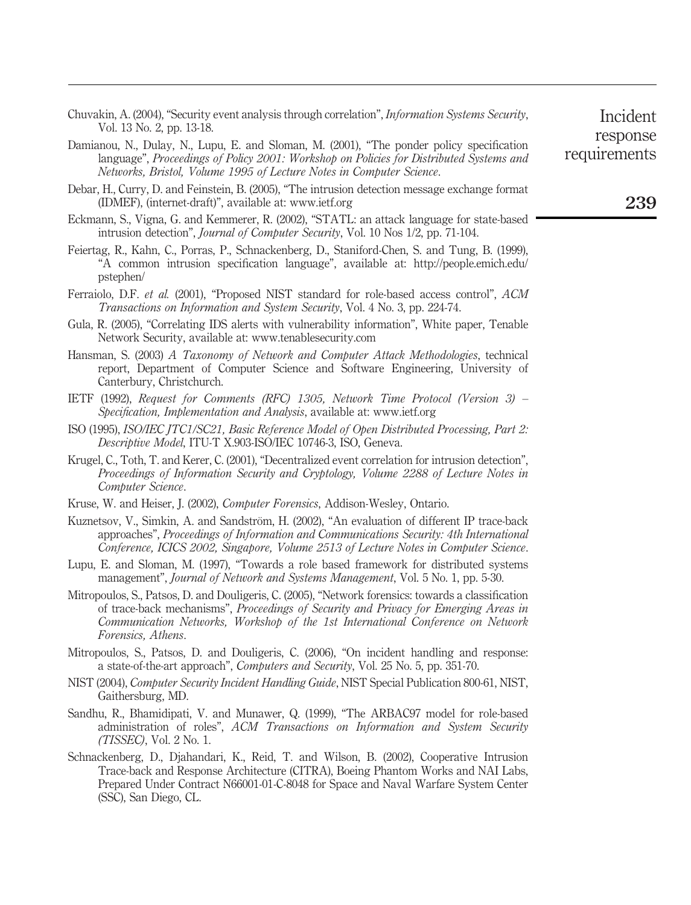Chuvakin, A. (2004), "Security event analysis through correlation", *Information Systems Security*, Vol. 13 No. 2, pp. 13-18.

Damianou, N., Dulay, N., Lupu, E. and Sloman, M. (2001), "The ponder policy specification language", *Proceedings of Policy 2001: Workshop on Policies for Distributed Systems and Networks, Bristol, Volume 1995 of Lecture Notes in Computer Science*.

Debar, H., Curry, D. and Feinstein, B. (2005), "The intrusion detection message exchange format (IDMEF), (internet-draft)", available at: www.ietf.org

Eckmann, S., Vigna, G. and Kemmerer, R. (2002), "STATL: an attack language for state-based intrusion detection", *Journal of Computer Security*, Vol. 10 Nos 1/2, pp. 71-104.

Feiertag, R., Kahn, C., Porras, P., Schnackenberg, D., Staniford-Chen, S. and Tung, B. (1999), "A common intrusion specification language", available at: http://people.emich.edu/pstephen/

Ferraiolo, D.F. *et al.* (2001), "Proposed NIST standard for role-based access control", *ACM Transactions on Information and System Security*, Vol. 4 No. 3, pp. 224-74.

Gula, R. (2005), "Correlating IDS alerts with vulnerability information", White paper, Tenable Network Security, available at: www.tenablesecurity.com

Hansman, S. (2003) *A Taxonomy of Network and Computer Attack Methodologies*, technical report, Department of Computer Science and Software Engineering, University of Canterbury, Christchurch.

IETF (1992), *Request for Comments (RFC) 1305, Network Time Protocol (Version 3) – Specification, Implementation and Analysis*, available at: www.ietf.org

ISO (1995), *ISO/IEC JTC1/SC21, Basic Reference Model of Open Distributed Processing, Part 2: Descriptive Model*, ITU-T X.903-ISO/IEC 10746-3, ISO, Geneva.

Krugel, C., Toth, T. and Kerer, C. (2001), "Decentralized event correlation for intrusion detection", *Proceedings of Information Security and Cryptology, Volume 2288 of Lecture Notes in Computer Science*.

Kruse, W. and Heiser, J. (2002), *Computer Forensics*, Addison-Wesley, Ontario.

Kuznetsov, V., Simkin, A. and Sandström, H. (2002), "An evaluation of different IP trace-back approaches", *Proceedings of Information and Communications Security: 4th International Conference, ICICS 2002, Singapore, Volume 2513 of Lecture Notes in Computer Science*.

Lupu, E. and Sloman, M. (1997), "Towards a role based framework for distributed systems management", *Journal of Network and Systems Management*, Vol. 5 No. 1, pp. 5-30.

Mitropoulos, S., Patsos, D. and Douligeris, C. (2005), "Network forensics: towards a classification of trace-back mechanisms", *Proceedings of Security and Privacy for Emerging Areas in Communication Networks, Workshop of the 1st International Conference on Network Forensics, Athens*.

Mitropoulos, S., Patsos, D. and Douligeris, C. (2006), "On incident handling and response: a state-of-the-art approach", *Computers and Security*, Vol. 25 No. 5, pp. 351-70.

NIST (2004), *Computer Security Incident Handling Guide*, NIST Special Publication 800-61, NIST, Gaithersburg, MD.

Sandhu, R., Bhamidipati, V. and Munawer, Q. (1999), "The ARBAC97 model for role-based administration of roles", *ACM Transactions on Information and System Security (TISSEC)*, Vol. 2 No. 1.

Schnackenberg, D., Djahandari, K., Reid, T. and Wilson, B. (2002), Cooperative Intrusion Trace-back and Response Architecture (CITRA), Boeing Phantom Works and NAI Labs, Prepared Under Contract N66001-01-C-8048 for Space and Naval Warfare System Center (SSC), San Diego, CL.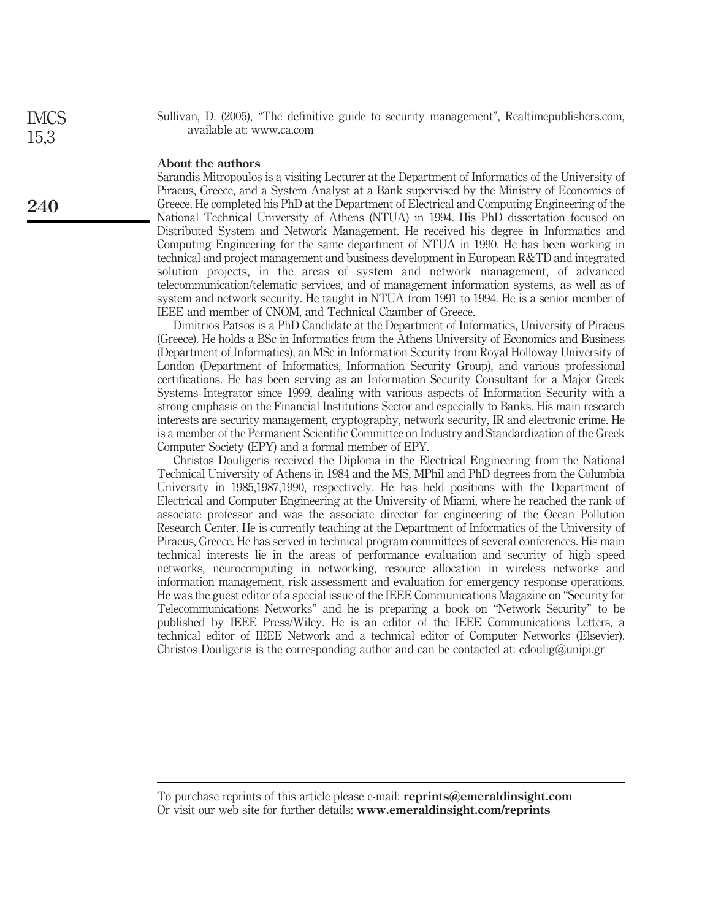Sullivan, D. (2005), "The definitive guide to security management", Realtimepublishers.com, available at: www.ca.com

## About the authors

Sarandis Mitropoulos is a visiting Lecturer at the Department of Informatics of the University of Piraeus, Greece, and a System Analyst at a Bank supervised by the Ministry of Economics of Greece. He completed his PhD at the Department of Electrical and Computing Engineering of the National Technical University of Athens (NTUA) in 1994. His PhD dissertation focused on Distributed System and Network Management. He received his degree in Informatics and Computing Engineering for the same department of NTUA in 1990. He has been working in technical and project management and business development in European R&TD and integrated solution projects, in the areas of system and network management, of advanced telecommunication/telematic services, and of management information systems, as well as of system and network security. He taught in NTUA from 1991 to 1994. He is a senior member of IEEE and member of CNOM, and Technical Chamber of Greece.

Dimitrios Patsos is a PhD Candidate at the Department of Informatics, University of Piraeus (Greece). He holds a BSc in Informatics from the Athens University of Economics and Business (Department of Informatics), an MSc in Information Security from Royal Holloway University of London (Department of Informatics, Information Security Group), and various professional certifications. He has been serving as an Information Security Consultant for a Major Greek Systems Integrator since 1999, dealing with various aspects of Information Security with a strong emphasis on the Financial Institutions Sector and especially to Banks. His main research interests are security management, cryptography, network security, IR and electronic crime. He is a member of the Permanent Scientific Committee on Industry and Standardization of the Greek Computer Society (EPY) and a formal member of EPY.

Christos Douligeris received the Diploma in the Electrical Engineering from the National Technical University of Athens in 1984 and the MS, MPhil and PhD degrees from the Columbia University in 1985,1987,1990, respectively. He has held positions with the Department of Electrical and Computer Engineering at the University of Miami, where he reached the rank of associate professor and was the associate director for engineering of the Ocean Pollution Research Center. He is currently teaching at the Department of Informatics of the University of Piraeus, Greece. He has served in technical program committees of several conferences. His main technical interests lie in the areas of performance evaluation and security of high speed networks, neurocomputing in networking, resource allocation in wireless networks and information management, risk assessment and evaluation for emergency response operations. He was the guest editor of a special issue of the IEEE Communications Magazine on "Security for Telecommunications Networks" and he is preparing a book on "Network Security" to be published by IEEE Press/Wiley. He is an editor of the IEEE Communications Letters, a technical editor of IEEE Network and a technical editor of Computer Networks (Elsevier). Christos Douligeris is the corresponding author and can be contacted at: cdoulig@unipi.gr

To purchase reprints of this article please e-mail: **reprints@emeraldinsight.com**
Or visit our web site for further details: **www.emeraldinsight.com/reprints**